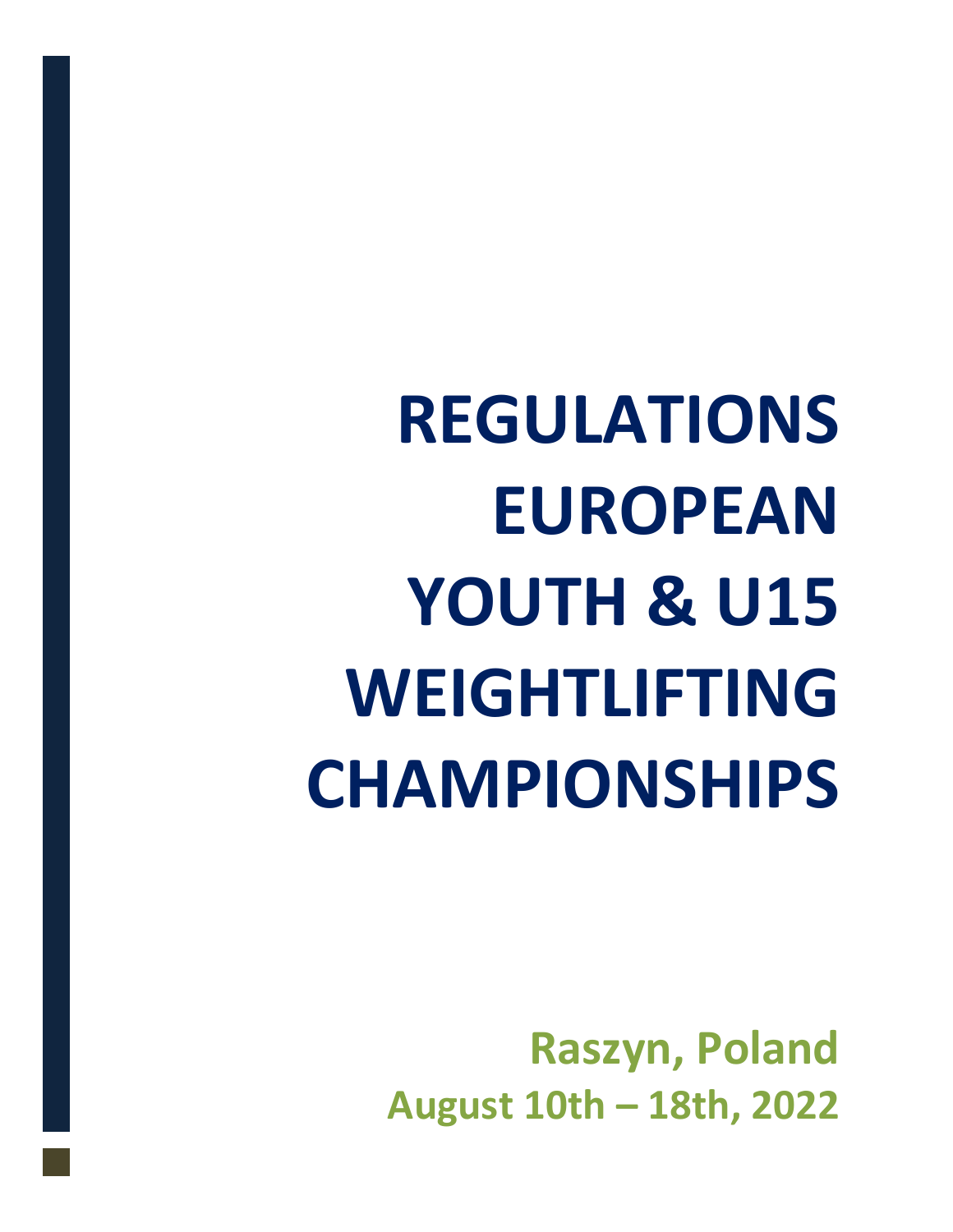# REGULATIONS EUROPEAN YOUTH & U15 WEIGHTLIFTING CHAMPIONSHIPS

**Raszyn, Poland**

**August 10th – 18th, 2022**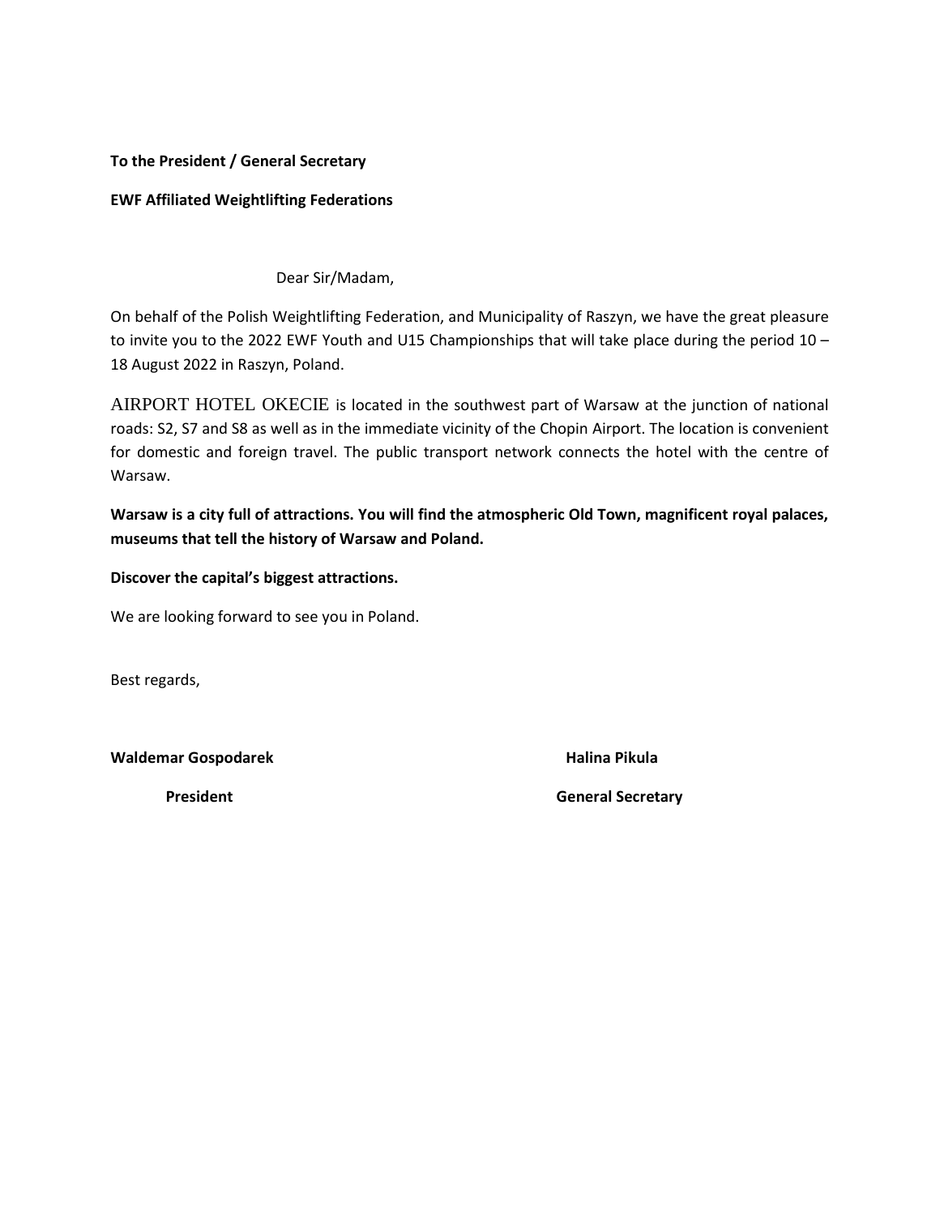**To the President / General Secretary**

**EWF Affiliated Weightlifting Federations**

Dear Sir/Madam,

On behalf of the Polish Weightlifting Federation, and Municipality of Raszyn, we have the great pleasure to invite you to the 2022 EWF Youth and U15 Championships that will take place during the period 10 – 18 August 2022 in Raszyn, Poland.

AIRPORT HOTEL OKECIE is located in the southwest part of Warsaw at the junction of national roads: S2, S7 and S8 as well as in the immediate vicinity of the Chopin Airport. The location is convenient for domestic and foreign travel. The public transport network connects the hotel with the centre of Warsaw.

**Warsaw is a city full of attractions. You will find the atmospheric Old Town, magnificent royal palaces, museums that tell the history of Warsaw and Poland.**

**Discover the capital's biggest attractions.**

We are looking forward to see you in Poland.

Best regards,

**Waldemar Gospodarek**
**President**

**Halina Pikula**
**General Secretary**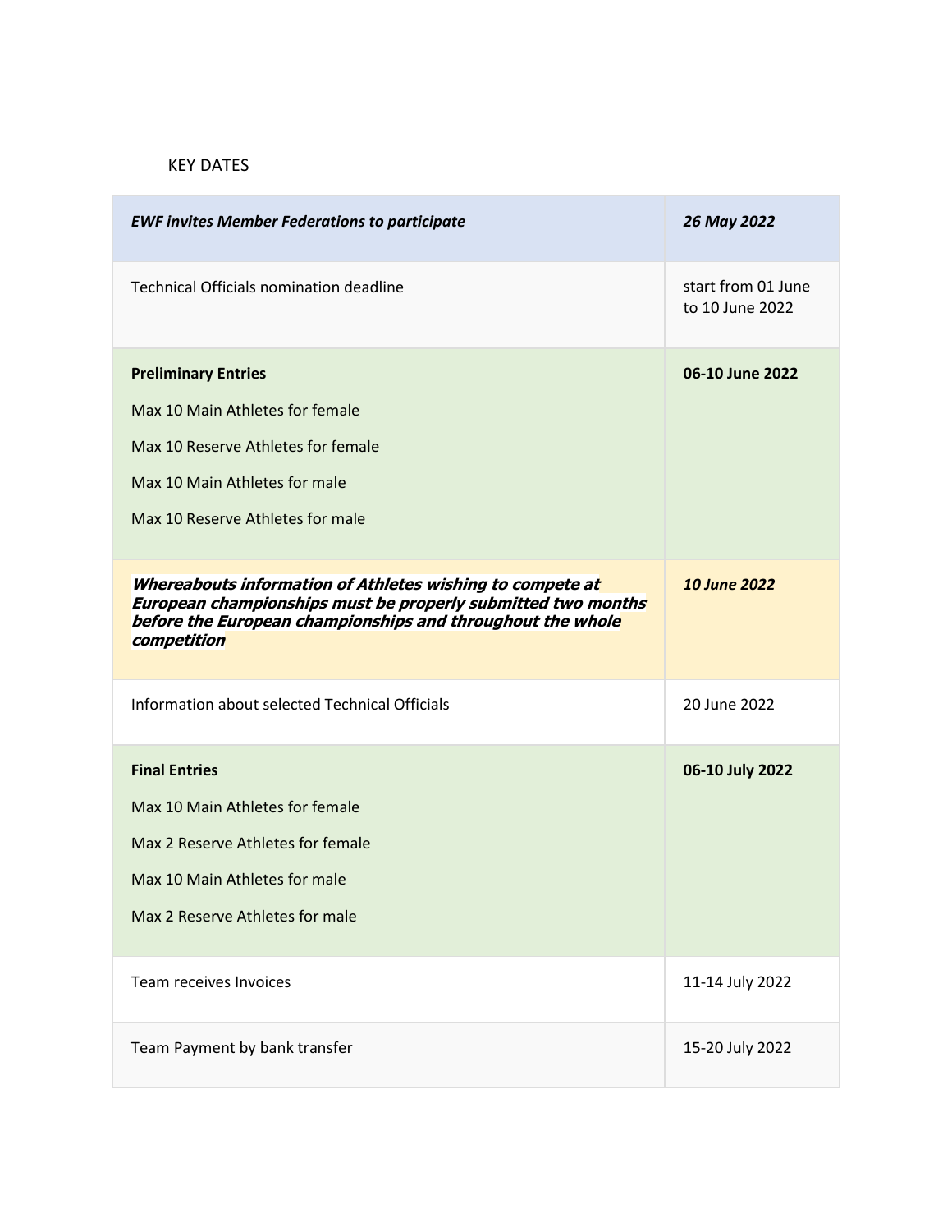KEY DATES

| | |
|---|---|
| ***EWF invites Member Federations to participate*** | ***26 May 2022*** |
| Technical Officials nomination deadline | start from 01 June to 10 June 2022 |
| **Preliminary Entries**<br>Max 10 Main Athletes for female<br>Max 10 Reserve Athletes for female<br>Max 10 Main Athletes for male<br>Max 10 Reserve Athletes for male | **06-10 June 2022** |
| ***Whereabouts information of Athletes wishing to compete at European championships must be properly submitted two months before the European championships and throughout the whole competition*** | ***10 June 2022*** |
| Information about selected Technical Officials | 20 June 2022 |
| **Final Entries**<br>Max 10 Main Athletes for female<br>Max 2 Reserve Athletes for female<br>Max 10 Main Athletes for male<br>Max 2 Reserve Athletes for male | **06-10 July 2022** |
| Team receives Invoices | 11-14 July 2022 |
| Team Payment by bank transfer | 15-20 July 2022 |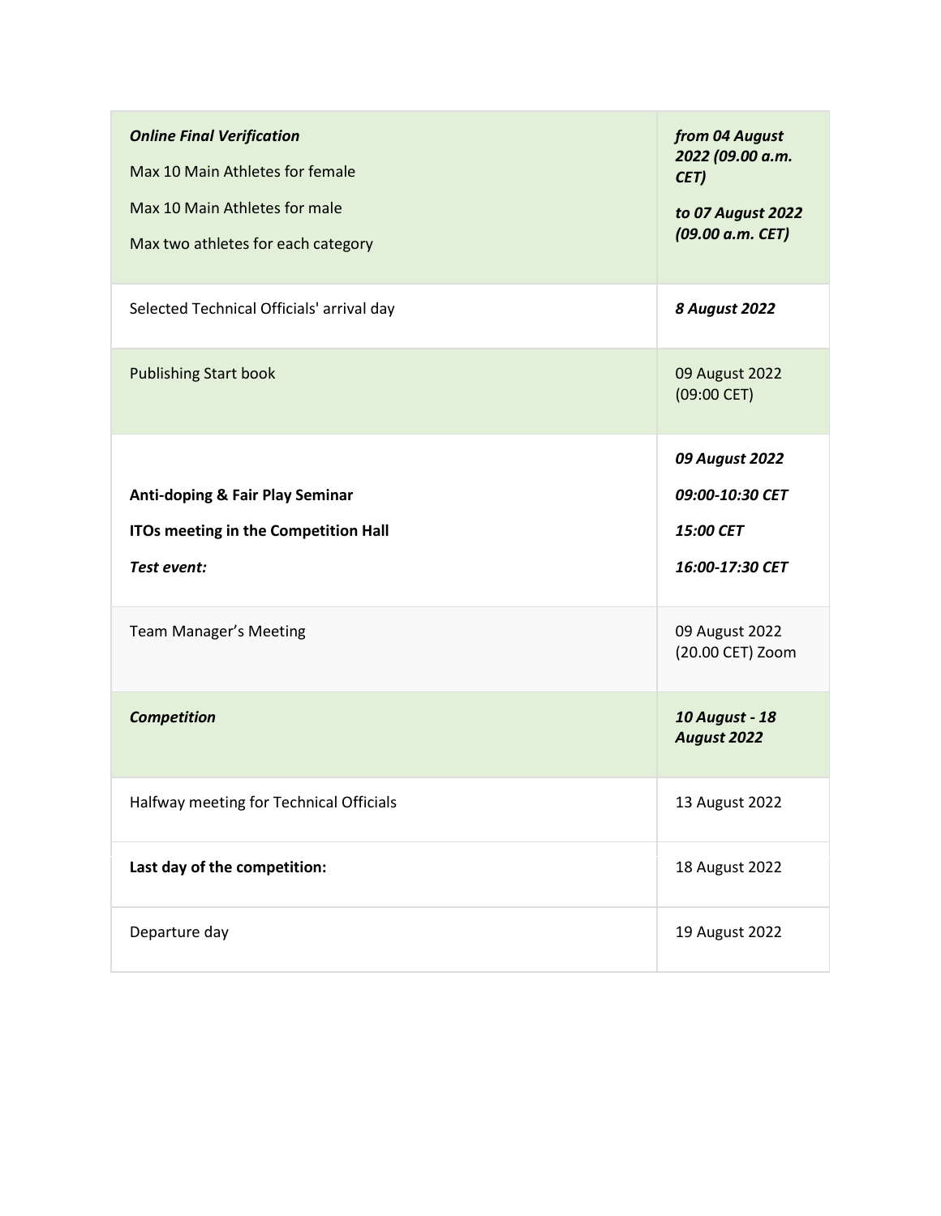| | |
|---|---|
| ***Online Final Verification***<br>Max 10 Main Athletes for female<br>Max 10 Main Athletes for male<br>Max two athletes for each category | ***from 04 August 2022 (09.00 a.m. CET)***<br>***to 07 August 2022 (09.00 a.m. CET)*** |
| Selected Technical Officials' arrival day | ***8 August 2022*** |
| Publishing Start book | 09 August 2022 (09:00 CET) |
| **Anti-doping & Fair Play Seminar**<br>**ITOs meeting in the Competition Hall**<br>***Test event:*** | ***09 August 2022***<br>***09:00-10:30 CET***<br>***15:00 CET***<br>***16:00-17:30 CET*** |
| Team Manager's Meeting | 09 August 2022 (20.00 CET) Zoom |
| ***Competition*** | ***10 August - 18 August 2022*** |
| Halfway meeting for Technical Officials | 13 August 2022 |
| **Last day of the competition:** | 18 August 2022 |
| Departure day | 19 August 2022 |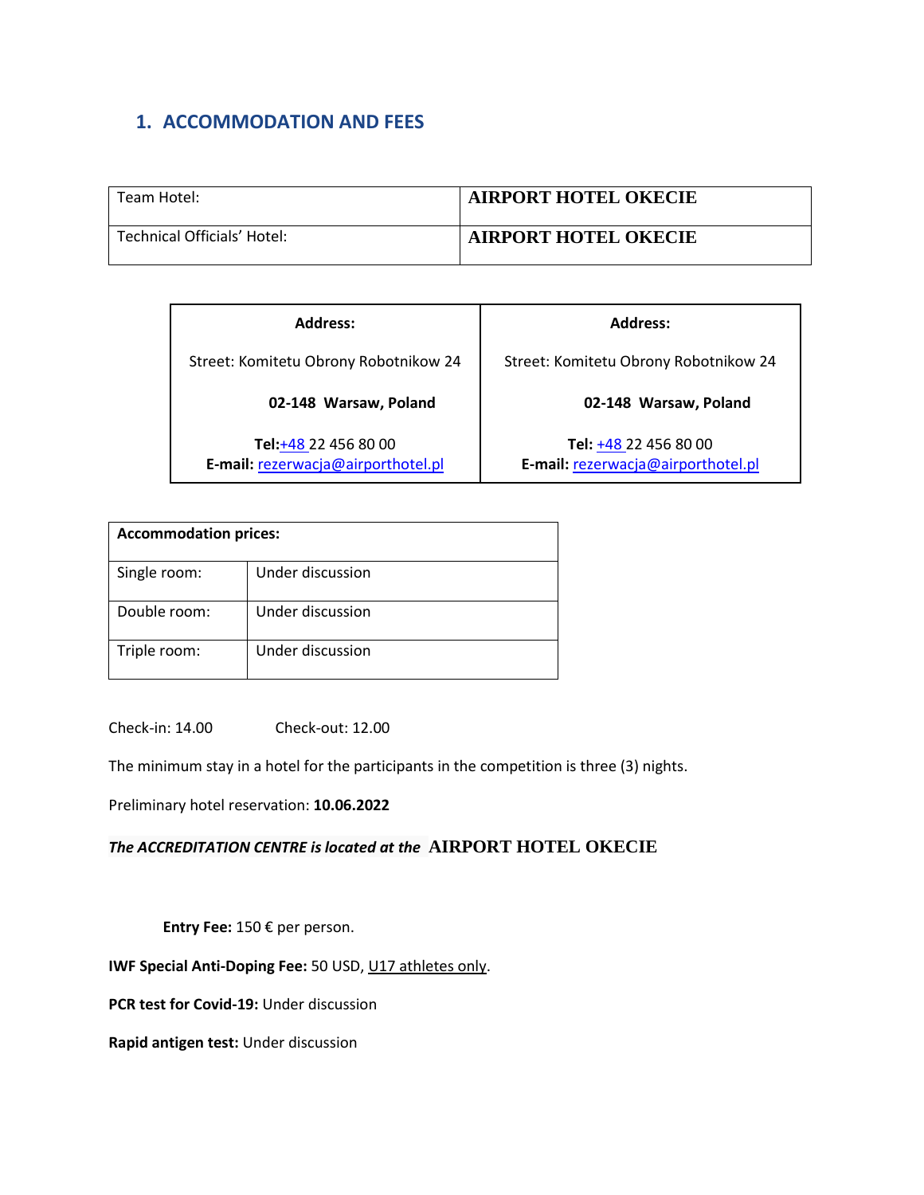## 1. ACCOMMODATION AND FEES

| | |
|---|---|
| Team Hotel: | **AIRPORT HOTEL OKECIE** |
| Technical Officials' Hotel: | **AIRPORT HOTEL OKECIE** |

| **Address:** | **Address:** |
|---|---|
| Street: Komitetu Obrony Robotnikow 24<br>**02-148 Warsaw, Poland**<br>**Tel:**+48 22 456 80 00<br>**E-mail:** rezerwacja@airporthotel.pl | Street: Komitetu Obrony Robotnikow 24<br>**02-148 Warsaw, Poland**<br>**Tel:** +48 22 456 80 00<br>**E-mail:** rezerwacja@airporthotel.pl |

| **Accommodation prices:** | |
|---|---|
| Single room: | Under discussion |
| Double room: | Under discussion |
| Triple room: | Under discussion |

Check-in: 14.00 Check-out: 12.00

The minimum stay in a hotel for the participants in the competition is three (3) nights.

Preliminary hotel reservation: **10.06.2022**

***The ACCREDITATION CENTRE is located at the* AIRPORT HOTEL OKECIE**

**Entry Fee:** 150 € per person.

**IWF Special Anti-Doping Fee:** 50 USD, U17 athletes only.

**PCR test for Covid-19:** Under discussion

**Rapid antigen test:** Under discussion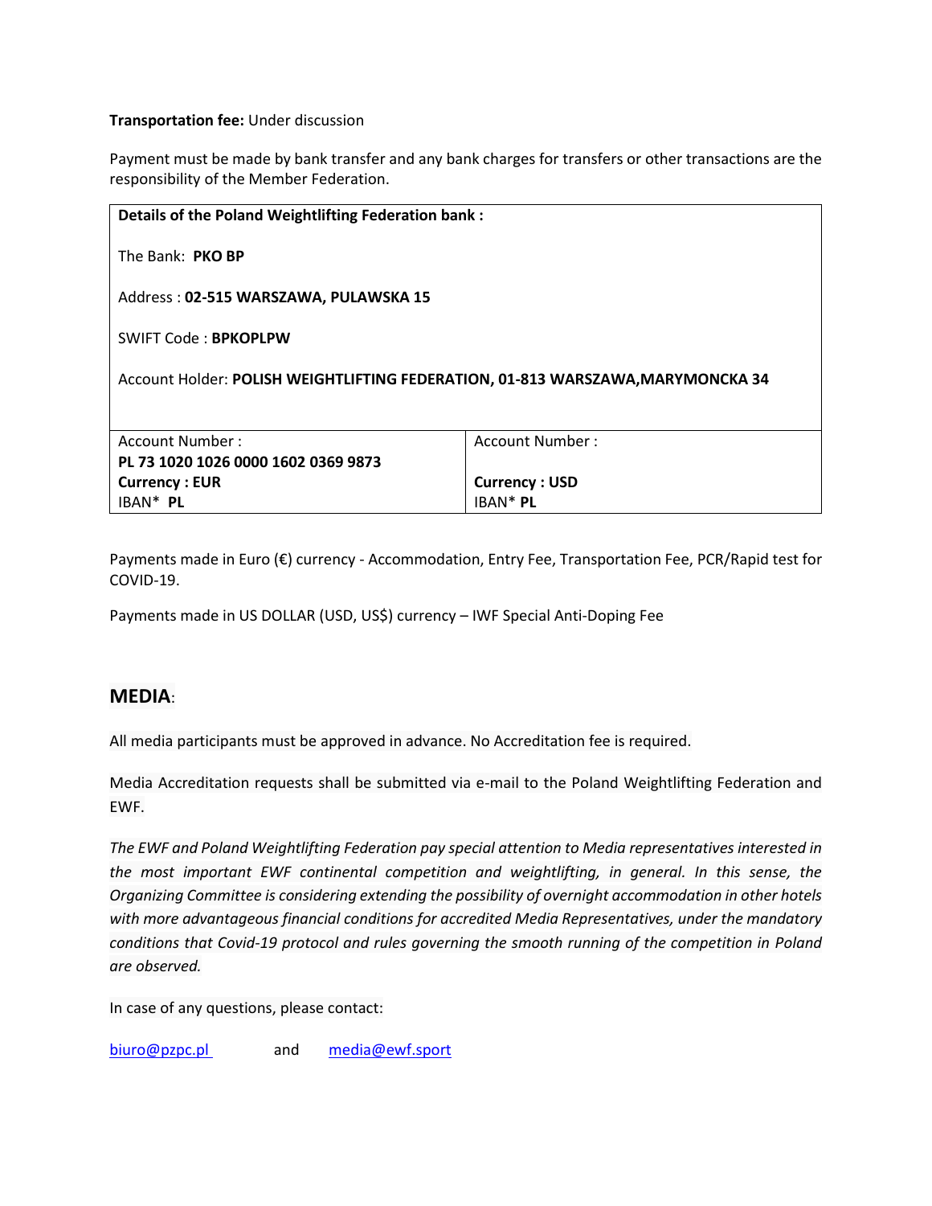**Transportation fee:** Under discussion

Payment must be made by bank transfer and any bank charges for transfers or other transactions are the responsibility of the Member Federation.

| **Details of the Poland Weightlifting Federation bank :** | |
|---|---|
| The Bank: **PKO BP** | |
| Address : **02-515 WARSZAWA, PULAWSKA 15** | |
| SWIFT Code : **BPKOPLPW** | |
| Account Holder: **POLISH WEIGHTLIFTING FEDERATION, 01-813 WARSZAWA,MARYMONCKA 34** | |
| Account Number :<br>**PL 73 1020 1026 0000 1602 0369 9873**<br>**Currency : EUR**<br>IBAN* **PL** | Account Number :<br><br>**Currency : USD**<br>IBAN* **PL** |

Payments made in Euro (€) currency - Accommodation, Entry Fee, Transportation Fee, PCR/Rapid test for COVID-19.

Payments made in US DOLLAR (USD, US$) currency – IWF Special Anti-Doping Fee

## MEDIA:

All media participants must be approved in advance. No Accreditation fee is required.

Media Accreditation requests shall be submitted via e-mail to the Poland Weightlifting Federation and EWF.

*The EWF and Poland Weightlifting Federation pay special attention to Media representatives interested in the most important EWF continental competition and weightlifting, in general. In this sense, the Organizing Committee is considering extending the possibility of overnight accommodation in other hotels with more advantageous financial conditions for accredited Media Representatives, under the mandatory conditions that Covid-19 protocol and rules governing the smooth running of the competition in Poland are observed.*

In case of any questions, please contact:

biuro@pzpc.pl and media@ewf.sport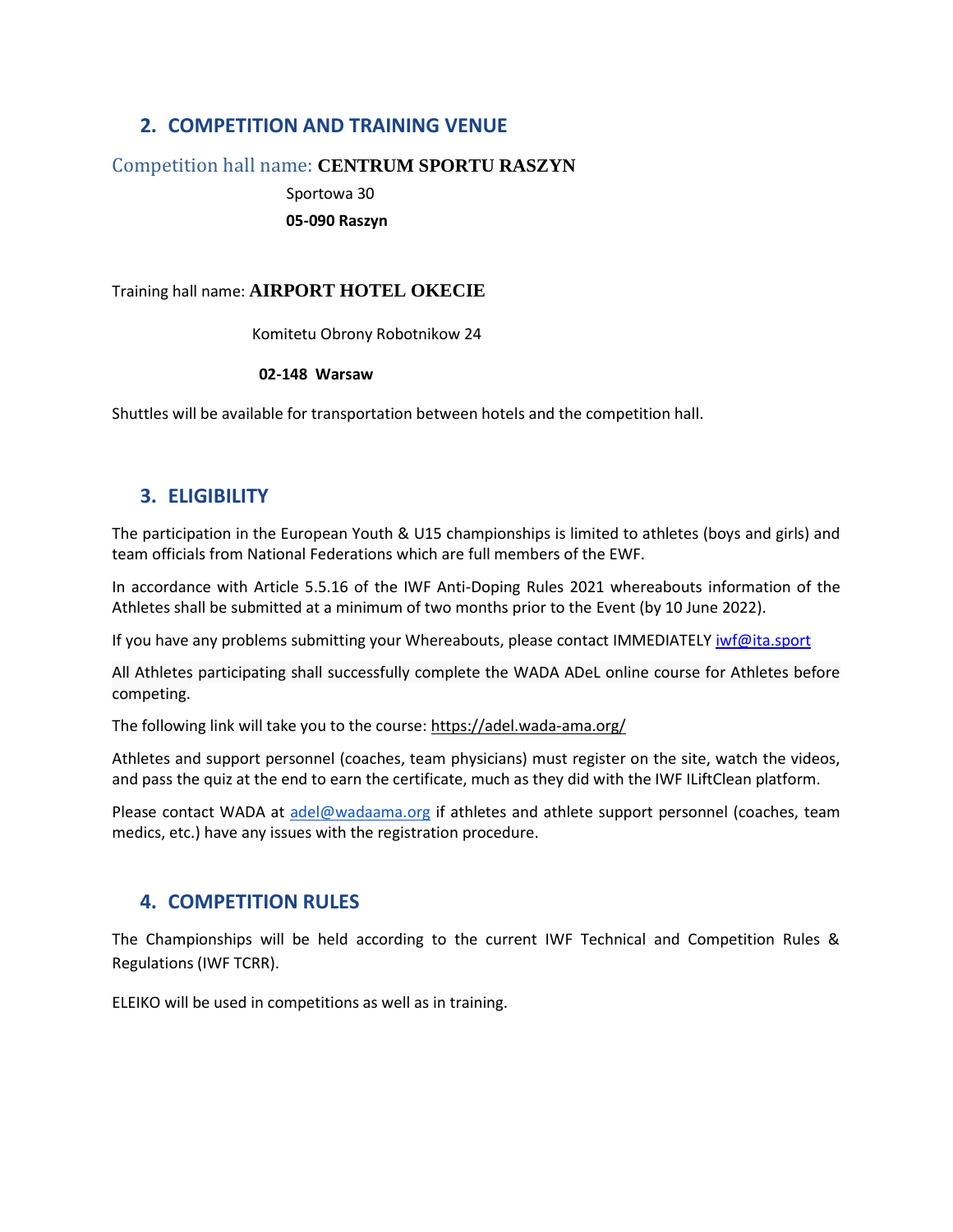## 2. COMPETITION AND TRAINING VENUE

Competition hall name: **CENTRUM SPORTU RASZYN**

Sportowa 30

**05-090 Raszyn**

Training hall name: **AIRPORT HOTEL OKECIE**

Komitetu Obrony Robotnikow 24

**02-148 Warsaw**

Shuttles will be available for transportation between hotels and the competition hall.

## 3. ELIGIBILITY

The participation in the European Youth & U15 championships is limited to athletes (boys and girls) and team officials from National Federations which are full members of the EWF.

In accordance with Article 5.5.16 of the IWF Anti-Doping Rules 2021 whereabouts information of the Athletes shall be submitted at a minimum of two months prior to the Event (by 10 June 2022).

If you have any problems submitting your Whereabouts, please contact IMMEDIATELY iwf@ita.sport

All Athletes participating shall successfully complete the WADA ADeL online course for Athletes before competing.

The following link will take you to the course: https://adel.wada-ama.org/

Athletes and support personnel (coaches, team physicians) must register on the site, watch the videos, and pass the quiz at the end to earn the certificate, much as they did with the IWF ILiftClean platform.

Please contact WADA at adel@wadaama.org if athletes and athlete support personnel (coaches, team medics, etc.) have any issues with the registration procedure.

## 4. COMPETITION RULES

The Championships will be held according to the current IWF Technical and Competition Rules & Regulations (IWF TCRR).

ELEIKO will be used in competitions as well as in training.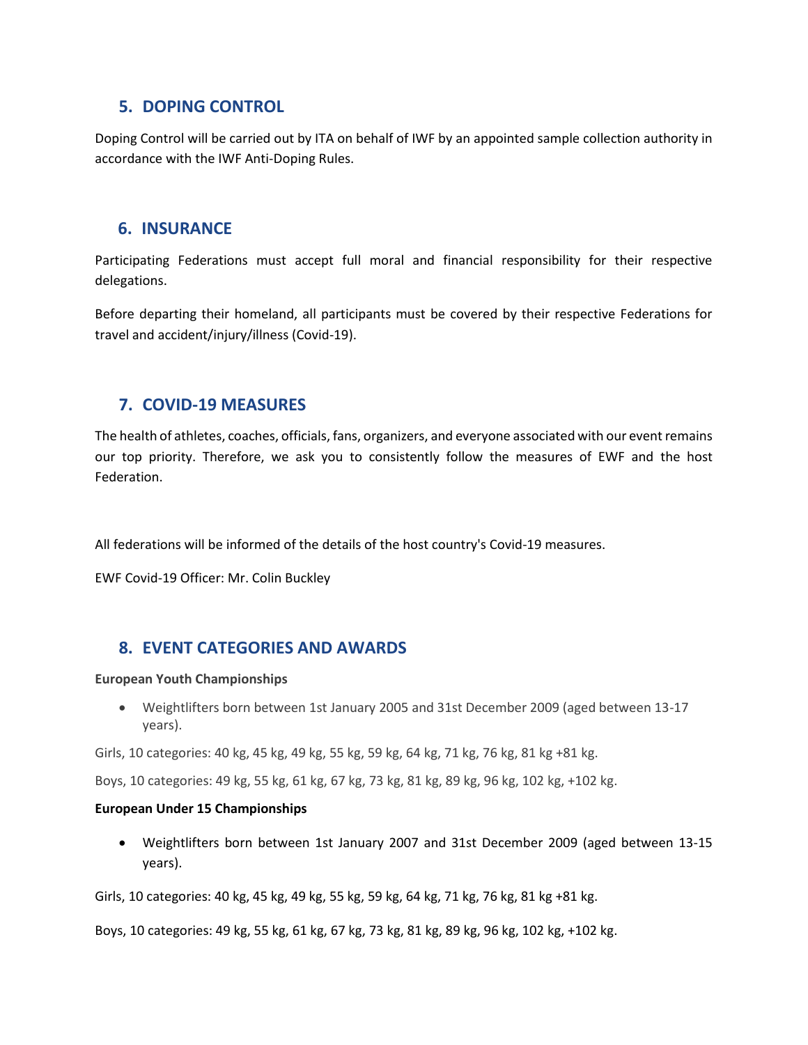## 5. DOPING CONTROL

Doping Control will be carried out by ITA on behalf of IWF by an appointed sample collection authority in accordance with the IWF Anti-Doping Rules.

## 6. INSURANCE

Participating Federations must accept full moral and financial responsibility for their respective delegations.

Before departing their homeland, all participants must be covered by their respective Federations for travel and accident/injury/illness (Covid-19).

## 7. COVID-19 MEASURES

The health of athletes, coaches, officials, fans, organizers, and everyone associated with our event remains our top priority. Therefore, we ask you to consistently follow the measures of EWF and the host Federation.

All federations will be informed of the details of the host country's Covid-19 measures.

EWF Covid-19 Officer: Mr. Colin Buckley

## 8. EVENT CATEGORIES AND AWARDS

**European Youth Championships**

- Weightlifters born between 1st January 2005 and 31st December 2009 (aged between 13-17 years).

Girls, 10 categories: 40 kg, 45 kg, 49 kg, 55 kg, 59 kg, 64 kg, 71 kg, 76 kg, 81 kg +81 kg.

Boys, 10 categories: 49 kg, 55 kg, 61 kg, 67 kg, 73 kg, 81 kg, 89 kg, 96 kg, 102 kg, +102 kg.

**European Under 15 Championships**

- Weightlifters born between 1st January 2007 and 31st December 2009 (aged between 13-15 years).

Girls, 10 categories: 40 kg, 45 kg, 49 kg, 55 kg, 59 kg, 64 kg, 71 kg, 76 kg, 81 kg +81 kg.

Boys, 10 categories: 49 kg, 55 kg, 61 kg, 67 kg, 73 kg, 81 kg, 89 kg, 96 kg, 102 kg, +102 kg.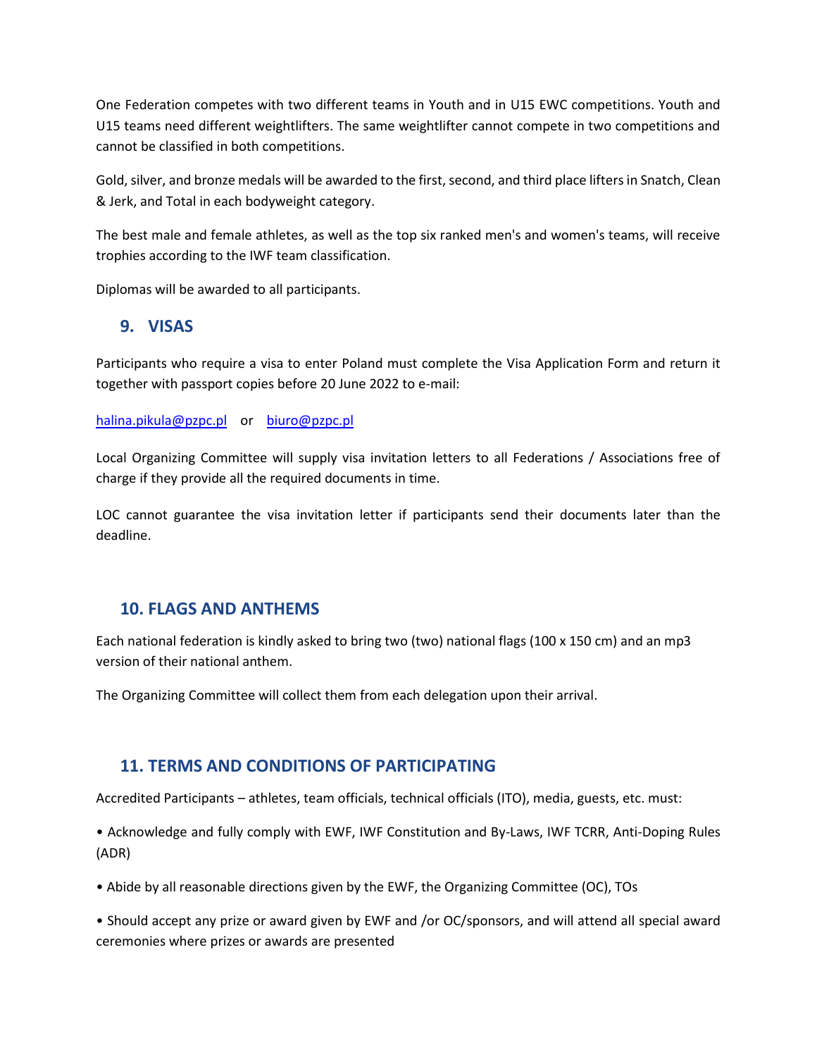One Federation competes with two different teams in Youth and in U15 EWC competitions. Youth and U15 teams need different weightlifters. The same weightlifter cannot compete in two competitions and cannot be classified in both competitions.

Gold, silver, and bronze medals will be awarded to the first, second, and third place lifters in Snatch, Clean & Jerk, and Total in each bodyweight category.

The best male and female athletes, as well as the top six ranked men's and women's teams, will receive trophies according to the IWF team classification.

Diplomas will be awarded to all participants.

## 9. VISAS

Participants who require a visa to enter Poland must complete the Visa Application Form and return it together with passport copies before 20 June 2022 to e-mail:

halina.pikula@pzpc.pl or biuro@pzpc.pl

Local Organizing Committee will supply visa invitation letters to all Federations / Associations free of charge if they provide all the required documents in time.

LOC cannot guarantee the visa invitation letter if participants send their documents later than the deadline.

## 10. FLAGS AND ANTHEMS

Each national federation is kindly asked to bring two (two) national flags (100 x 150 cm) and an mp3 version of their national anthem.

The Organizing Committee will collect them from each delegation upon their arrival.

## 11. TERMS AND CONDITIONS OF PARTICIPATING

Accredited Participants – athletes, team officials, technical officials (ITO), media, guests, etc. must:

• Acknowledge and fully comply with EWF, IWF Constitution and By-Laws, IWF TCRR, Anti-Doping Rules (ADR)

• Abide by all reasonable directions given by the EWF, the Organizing Committee (OC), TOs

• Should accept any prize or award given by EWF and /or OC/sponsors, and will attend all special award ceremonies where prizes or awards are presented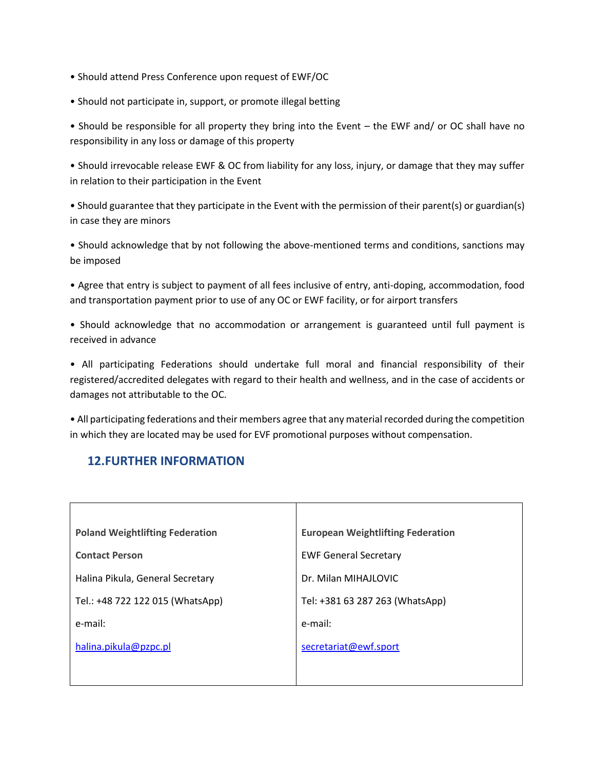• Should attend Press Conference upon request of EWF/OC

• Should not participate in, support, or promote illegal betting

• Should be responsible for all property they bring into the Event – the EWF and/ or OC shall have no responsibility in any loss or damage of this property

• Should irrevocable release EWF & OC from liability for any loss, injury, or damage that they may suffer in relation to their participation in the Event

• Should guarantee that they participate in the Event with the permission of their parent(s) or guardian(s) in case they are minors

• Should acknowledge that by not following the above-mentioned terms and conditions, sanctions may be imposed

• Agree that entry is subject to payment of all fees inclusive of entry, anti-doping, accommodation, food and transportation payment prior to use of any OC or EWF facility, or for airport transfers

• Should acknowledge that no accommodation or arrangement is guaranteed until full payment is received in advance

• All participating Federations should undertake full moral and financial responsibility of their registered/accredited delegates with regard to their health and wellness, and in the case of accidents or damages not attributable to the OC.

• All participating federations and their members agree that any material recorded during the competition in which they are located may be used for EVF promotional purposes without compensation.

## 12.FURTHER INFORMATION

| | |
|---|---|
| **Poland Weightlifting Federation** | **European Weightlifting Federation** |
| **Contact Person** | EWF General Secretary |
| Halina Pikula, General Secretary | Dr. Milan MIHAJLOVIC |
| Tel.: +48 722 122 015 (WhatsApp) | Tel: +381 63 287 263 (WhatsApp) |
| e-mail: | e-mail: |
| halina.pikula@pzpc.pl | secretariat@ewf.sport |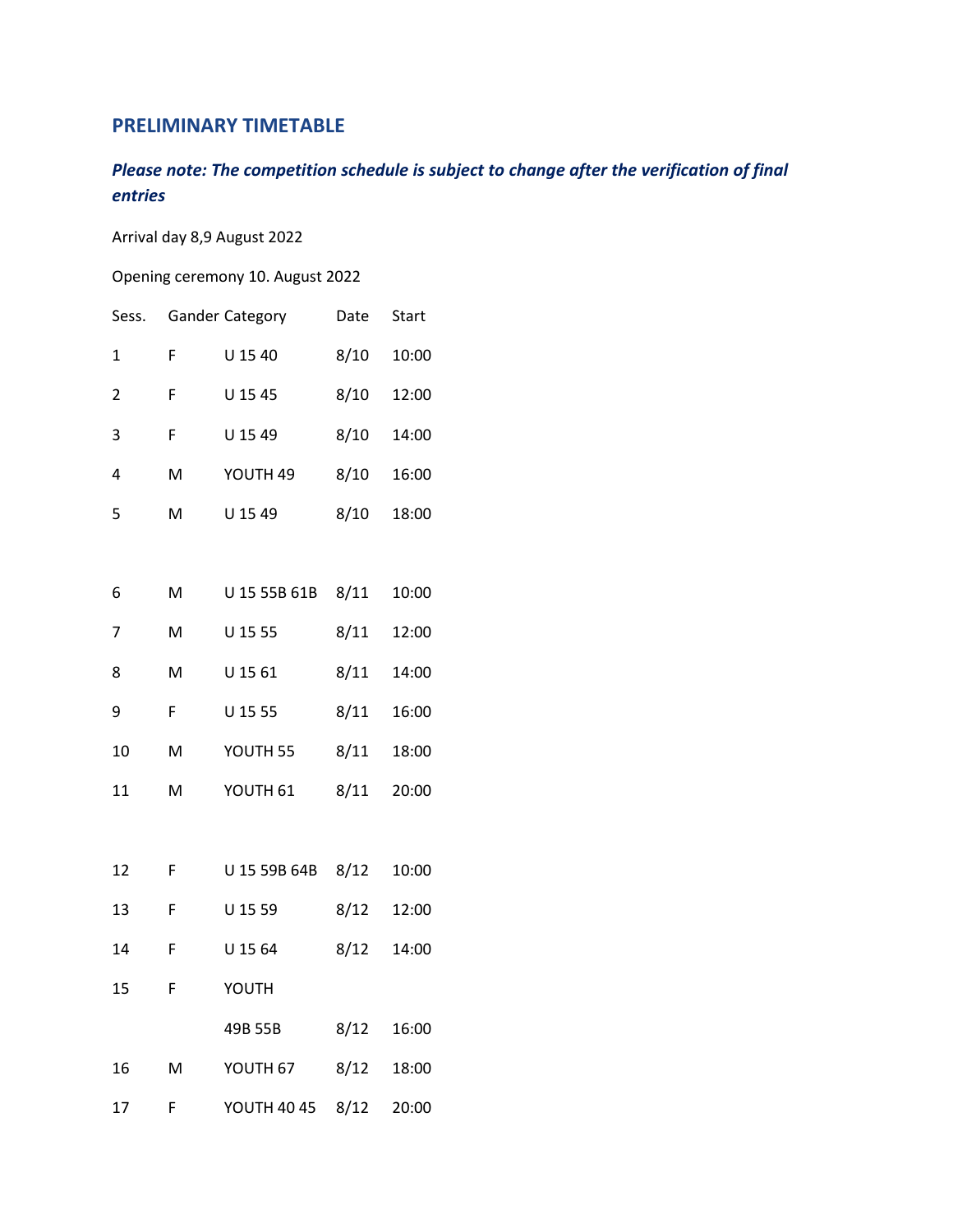## PRELIMINARY TIMETABLE

***Please note: The competition schedule is subject to change after the verification of final entries***

Arrival day 8,9 August 2022

Opening ceremony 10. August 2022

| Sess. | Gander | Category | Date | Start |
|---|---|---|---|---|
| 1 | F | U 15 40 | 8/10 | 10:00 |
| 2 | F | U 15 45 | 8/10 | 12:00 |
| 3 | F | U 15 49 | 8/10 | 14:00 |
| 4 | M | YOUTH 49 | 8/10 | 16:00 |
| 5 | M | U 15 49 | 8/10 | 18:00 |
| | | | | |
| 6 | M | U 15 55B 61B | 8/11 | 10:00 |
| 7 | M | U 15 55 | 8/11 | 12:00 |
| 8 | M | U 15 61 | 8/11 | 14:00 |
| 9 | F | U 15 55 | 8/11 | 16:00 |
| 10 | M | YOUTH 55 | 8/11 | 18:00 |
| 11 | M | YOUTH 61 | 8/11 | 20:00 |
| | | | | |
| 12 | F | U 15 59B 64B | 8/12 | 10:00 |
| 13 | F | U 15 59 | 8/12 | 12:00 |
| 14 | F | U 15 64 | 8/12 | 14:00 |
| 15 | F | YOUTH 49B 55B | 8/12 | 16:00 |
| 16 | M | YOUTH 67 | 8/12 | 18:00 |
| 17 | F | YOUTH 40 45 | 8/12 | 20:00 |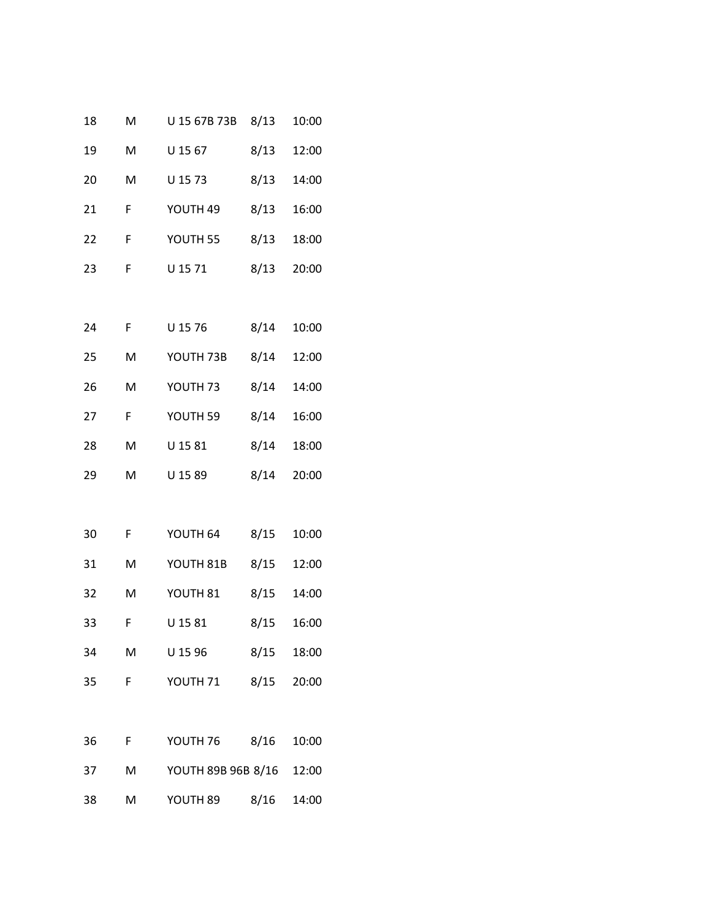| | | | | |
|---|---|---|---|---|
| 18 | M | U 15 67B 73B | 8/13 | 10:00 |
| 19 | M | U 15 67 | 8/13 | 12:00 |
| 20 | M | U 15 73 | 8/13 | 14:00 |
| 21 | F | YOUTH 49 | 8/13 | 16:00 |
| 22 | F | YOUTH 55 | 8/13 | 18:00 |
| 23 | F | U 15 71 | 8/13 | 20:00 |
| | | | | |
| 24 | F | U 15 76 | 8/14 | 10:00 |
| 25 | M | YOUTH 73B | 8/14 | 12:00 |
| 26 | M | YOUTH 73 | 8/14 | 14:00 |
| 27 | F | YOUTH 59 | 8/14 | 16:00 |
| 28 | M | U 15 81 | 8/14 | 18:00 |
| 29 | M | U 15 89 | 8/14 | 20:00 |
| | | | | |
| 30 | F | YOUTH 64 | 8/15 | 10:00 |
| 31 | M | YOUTH 81B | 8/15 | 12:00 |
| 32 | M | YOUTH 81 | 8/15 | 14:00 |
| 33 | F | U 15 81 | 8/15 | 16:00 |
| 34 | M | U 15 96 | 8/15 | 18:00 |
| 35 | F | YOUTH 71 | 8/15 | 20:00 |
| | | | | |
| 36 | F | YOUTH 76 | 8/16 | 10:00 |
| 37 | M | YOUTH 89B 96B | 8/16 | 12:00 |
| 38 | M | YOUTH 89 | 8/16 | 14:00 |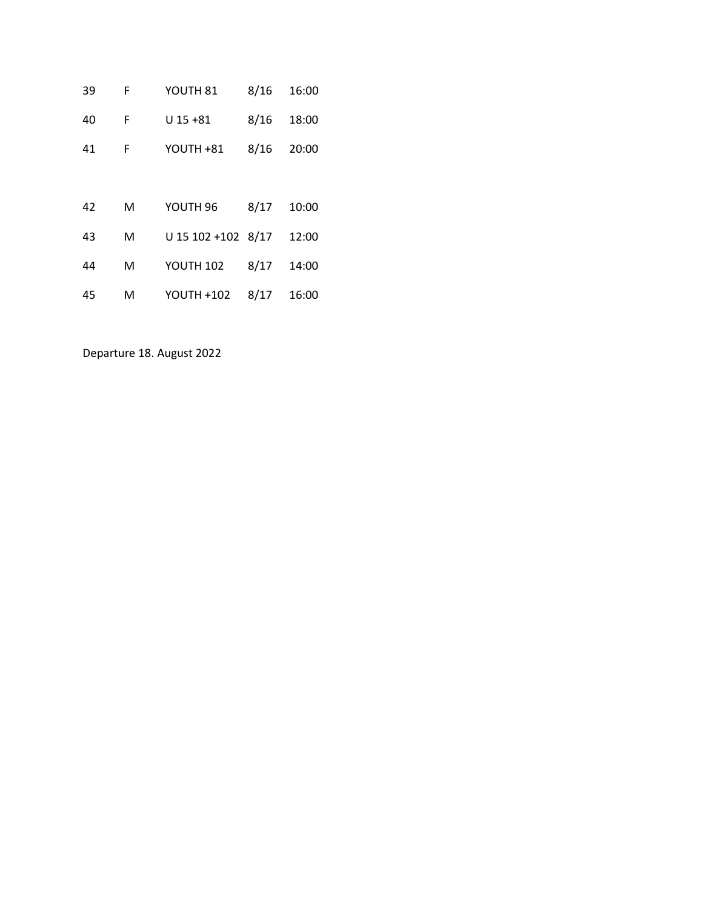| | | | | |
|---|---|---|---|---|
| 39 | F | YOUTH 81 | 8/16 | 16:00 |
| 40 | F | U 15 +81 | 8/16 | 18:00 |
| 41 | F | YOUTH +81 | 8/16 | 20:00 |
| | | | | |
| 42 | M | YOUTH 96 | 8/17 | 10:00 |
| 43 | M | U 15 102 +102 | 8/17 | 12:00 |
| 44 | M | YOUTH 102 | 8/17 | 14:00 |
| 45 | M | YOUTH +102 | 8/17 | 16:00 |

Departure 18. August 2022